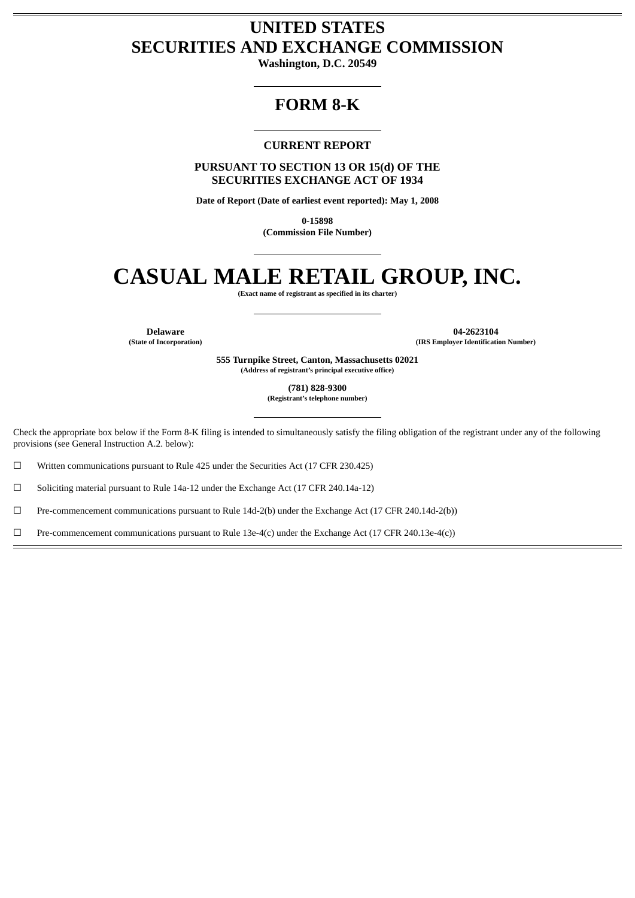# UNITED STATES
# SECURITIES AND EXCHANGE COMMISSION

**Washington, D.C. 20549**

---

# FORM 8-K

---

**CURRENT REPORT**

**PURSUANT TO SECTION 13 OR 15(d) OF THE SECURITIES EXCHANGE ACT OF 1934**

**Date of Report (Date of earliest event reported): May 1, 2008**

**0-15898**
**(Commission File Number)**

---

# CASUAL MALE RETAIL GROUP, INC.

**(Exact name of registrant as specified in its charter)**

---

| **Delaware** | **04-2623104** |
|---|---|
| **(State of Incorporation)** | **(IRS Employer Identification Number)** |

**555 Turnpike Street, Canton, Massachusetts 02021**
**(Address of registrant's principal executive office)**

**(781) 828-9300**
**(Registrant's telephone number)**

---

Check the appropriate box below if the Form 8-K filing is intended to simultaneously satisfy the filing obligation of the registrant under any of the following provisions (see General Instruction A.2. below):

☐ Written communications pursuant to Rule 425 under the Securities Act (17 CFR 230.425)

☐ Soliciting material pursuant to Rule 14a-12 under the Exchange Act (17 CFR 240.14a-12)

☐ Pre-commencement communications pursuant to Rule 14d-2(b) under the Exchange Act (17 CFR 240.14d-2(b))

☐ Pre-commencement communications pursuant to Rule 13e-4(c) under the Exchange Act (17 CFR 240.13e-4(c))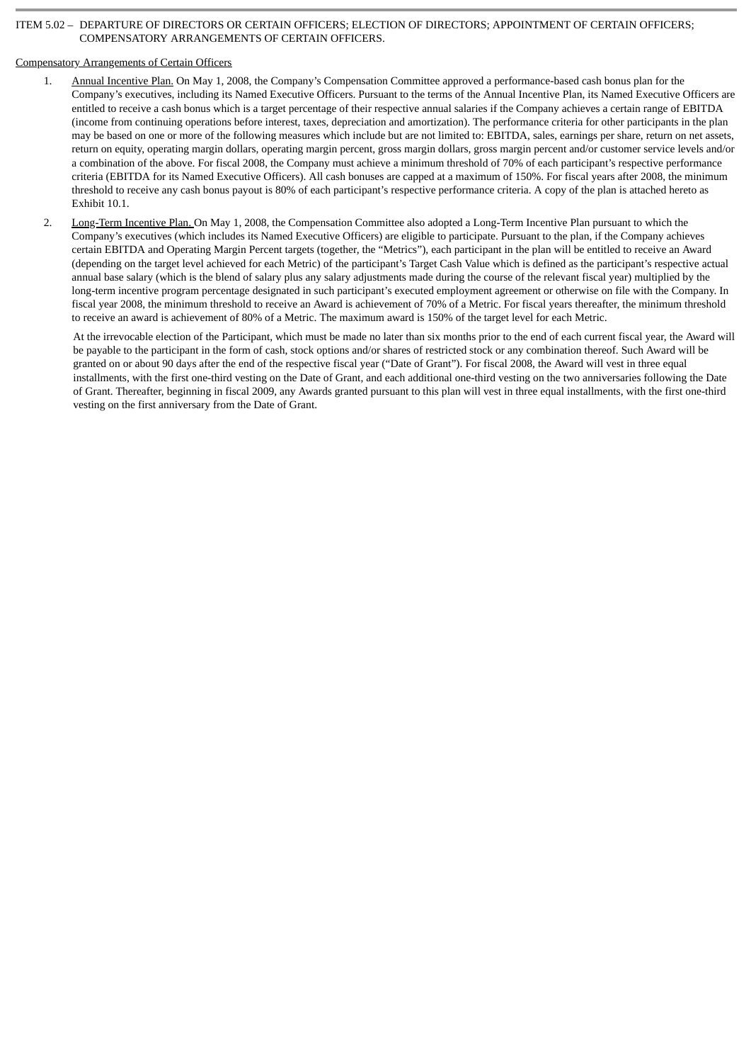ITEM 5.02 – DEPARTURE OF DIRECTORS OR CERTAIN OFFICERS; ELECTION OF DIRECTORS; APPOINTMENT OF CERTAIN OFFICERS; COMPENSATORY ARRANGEMENTS OF CERTAIN OFFICERS.

Compensatory Arrangements of Certain Officers

1. Annual Incentive Plan. On May 1, 2008, the Company's Compensation Committee approved a performance-based cash bonus plan for the Company's executives, including its Named Executive Officers. Pursuant to the terms of the Annual Incentive Plan, its Named Executive Officers are entitled to receive a cash bonus which is a target percentage of their respective annual salaries if the Company achieves a certain range of EBITDA (income from continuing operations before interest, taxes, depreciation and amortization). The performance criteria for other participants in the plan may be based on one or more of the following measures which include but are not limited to: EBITDA, sales, earnings per share, return on net assets, return on equity, operating margin dollars, operating margin percent, gross margin dollars, gross margin percent and/or customer service levels and/or a combination of the above. For fiscal 2008, the Company must achieve a minimum threshold of 70% of each participant's respective performance criteria (EBITDA for its Named Executive Officers). All cash bonuses are capped at a maximum of 150%. For fiscal years after 2008, the minimum threshold to receive any cash bonus payout is 80% of each participant's respective performance criteria. A copy of the plan is attached hereto as Exhibit 10.1.

2. Long-Term Incentive Plan. On May 1, 2008, the Compensation Committee also adopted a Long-Term Incentive Plan pursuant to which the Company's executives (which includes its Named Executive Officers) are eligible to participate. Pursuant to the plan, if the Company achieves certain EBITDA and Operating Margin Percent targets (together, the "Metrics"), each participant in the plan will be entitled to receive an Award (depending on the target level achieved for each Metric) of the participant's Target Cash Value which is defined as the participant's respective actual annual base salary (which is the blend of salary plus any salary adjustments made during the course of the relevant fiscal year) multiplied by the long-term incentive program percentage designated in such participant's executed employment agreement or otherwise on file with the Company. In fiscal year 2008, the minimum threshold to receive an Award is achievement of 70% of a Metric. For fiscal years thereafter, the minimum threshold to receive an award is achievement of 80% of a Metric. The maximum award is 150% of the target level for each Metric.

   At the irrevocable election of the Participant, which must be made no later than six months prior to the end of each current fiscal year, the Award will be payable to the participant in the form of cash, stock options and/or shares of restricted stock or any combination thereof. Such Award will be granted on or about 90 days after the end of the respective fiscal year ("Date of Grant"). For fiscal 2008, the Award will vest in three equal installments, with the first one-third vesting on the Date of Grant, and each additional one-third vesting on the two anniversaries following the Date of Grant. Thereafter, beginning in fiscal 2009, any Awards granted pursuant to this plan will vest in three equal installments, with the first one-third vesting on the first anniversary from the Date of Grant.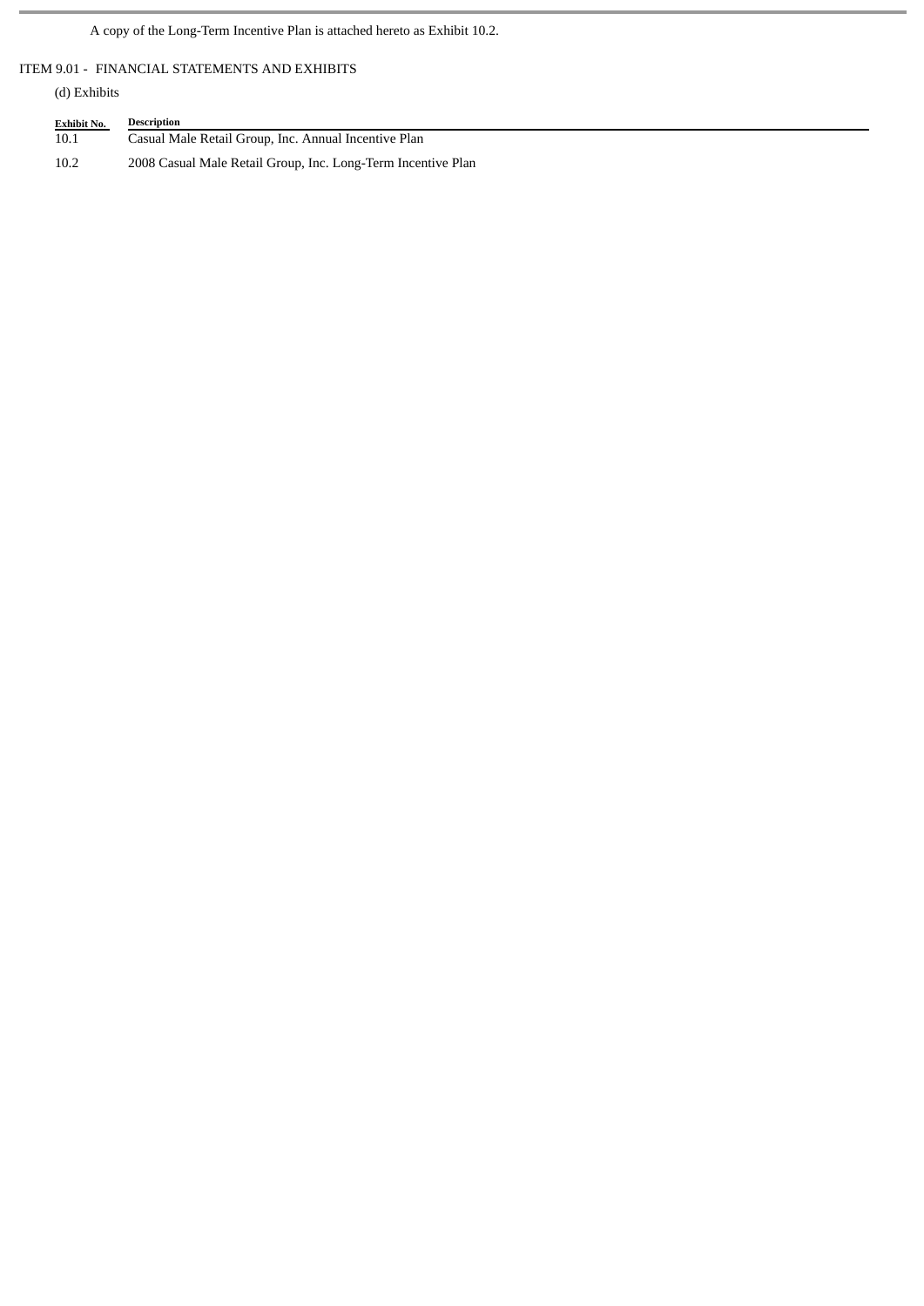A copy of the Long-Term Incentive Plan is attached hereto as Exhibit 10.2.

ITEM 9.01 - FINANCIAL STATEMENTS AND EXHIBITS

(d) Exhibits

| Exhibit No. | Description |
|---|---|
| 10.1 | Casual Male Retail Group, Inc. Annual Incentive Plan |
| 10.2 | 2008 Casual Male Retail Group, Inc. Long-Term Incentive Plan |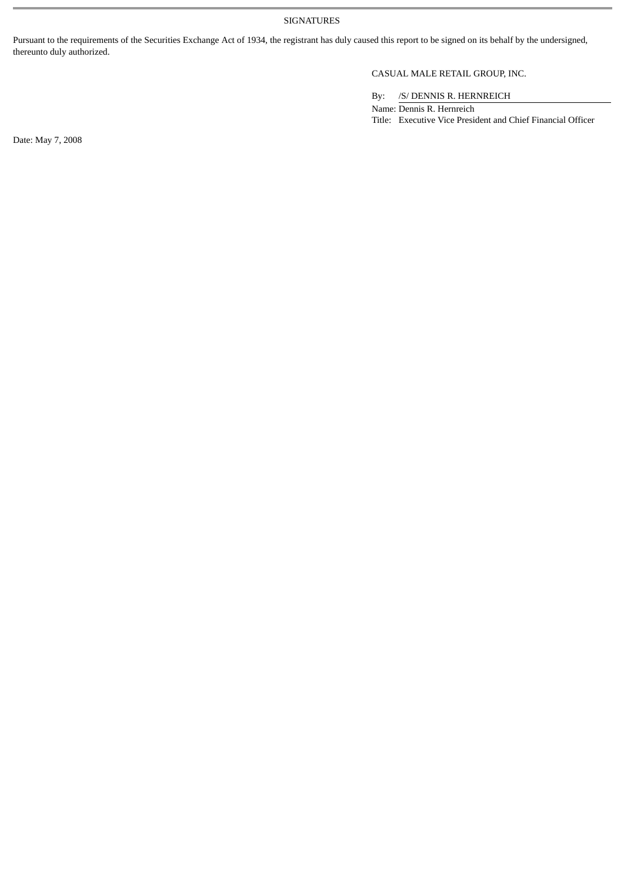SIGNATURES

Pursuant to the requirements of the Securities Exchange Act of 1934, the registrant has duly caused this report to be signed on its behalf by the undersigned, thereunto duly authorized.

CASUAL MALE RETAIL GROUP, INC.

By: /S/ DENNIS R. HERNREICH

Name: Dennis R. Hernreich

Title: Executive Vice President and Chief Financial Officer

Date: May 7, 2008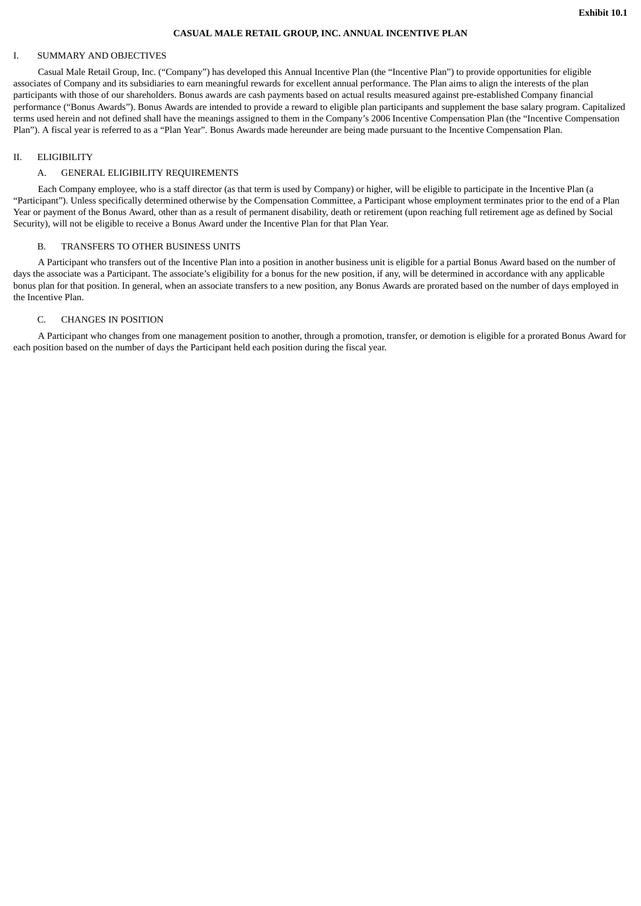**Exhibit 10.1**

# CASUAL MALE RETAIL GROUP, INC. ANNUAL INCENTIVE PLAN

## I. SUMMARY AND OBJECTIVES

Casual Male Retail Group, Inc. (“Company”) has developed this Annual Incentive Plan (the “Incentive Plan”) to provide opportunities for eligible associates of Company and its subsidiaries to earn meaningful rewards for excellent annual performance. The Plan aims to align the interests of the plan participants with those of our shareholders. Bonus awards are cash payments based on actual results measured against pre-established Company financial performance (“Bonus Awards”). Bonus Awards are intended to provide a reward to eligible plan participants and supplement the base salary program. Capitalized terms used herein and not defined shall have the meanings assigned to them in the Company’s 2006 Incentive Compensation Plan (the “Incentive Compensation Plan”). A fiscal year is referred to as a “Plan Year”. Bonus Awards made hereunder are being made pursuant to the Incentive Compensation Plan.

## II. ELIGIBILITY

### A. GENERAL ELIGIBILITY REQUIREMENTS

Each Company employee, who is a staff director (as that term is used by Company) or higher, will be eligible to participate in the Incentive Plan (a “Participant”). Unless specifically determined otherwise by the Compensation Committee, a Participant whose employment terminates prior to the end of a Plan Year or payment of the Bonus Award, other than as a result of permanent disability, death or retirement (upon reaching full retirement age as defined by Social Security), will not be eligible to receive a Bonus Award under the Incentive Plan for that Plan Year.

### B. TRANSFERS TO OTHER BUSINESS UNITS

A Participant who transfers out of the Incentive Plan into a position in another business unit is eligible for a partial Bonus Award based on the number of days the associate was a Participant. The associate’s eligibility for a bonus for the new position, if any, will be determined in accordance with any applicable bonus plan for that position. In general, when an associate transfers to a new position, any Bonus Awards are prorated based on the number of days employed in the Incentive Plan.

### C. CHANGES IN POSITION

A Participant who changes from one management position to another, through a promotion, transfer, or demotion is eligible for a prorated Bonus Award for each position based on the number of days the Participant held each position during the fiscal year.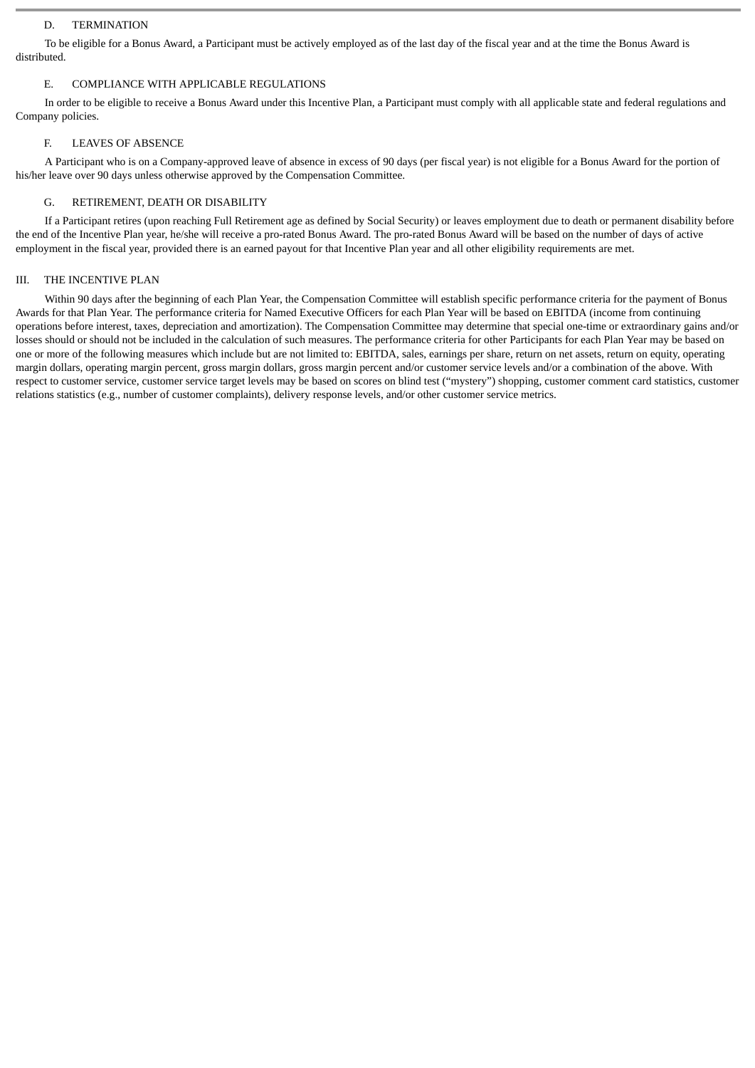### D. TERMINATION

To be eligible for a Bonus Award, a Participant must be actively employed as of the last day of the fiscal year and at the time the Bonus Award is distributed.

### E. COMPLIANCE WITH APPLICABLE REGULATIONS

In order to be eligible to receive a Bonus Award under this Incentive Plan, a Participant must comply with all applicable state and federal regulations and Company policies.

### F. LEAVES OF ABSENCE

A Participant who is on a Company-approved leave of absence in excess of 90 days (per fiscal year) is not eligible for a Bonus Award for the portion of his/her leave over 90 days unless otherwise approved by the Compensation Committee.

### G. RETIREMENT, DEATH OR DISABILITY

If a Participant retires (upon reaching Full Retirement age as defined by Social Security) or leaves employment due to death or permanent disability before the end of the Incentive Plan year, he/she will receive a pro-rated Bonus Award. The pro-rated Bonus Award will be based on the number of days of active employment in the fiscal year, provided there is an earned payout for that Incentive Plan year and all other eligibility requirements are met.

## III. THE INCENTIVE PLAN

Within 90 days after the beginning of each Plan Year, the Compensation Committee will establish specific performance criteria for the payment of Bonus Awards for that Plan Year. The performance criteria for Named Executive Officers for each Plan Year will be based on EBITDA (income from continuing operations before interest, taxes, depreciation and amortization). The Compensation Committee may determine that special one-time or extraordinary gains and/or losses should or should not be included in the calculation of such measures. The performance criteria for other Participants for each Plan Year may be based on one or more of the following measures which include but are not limited to: EBITDA, sales, earnings per share, return on net assets, return on equity, operating margin dollars, operating margin percent, gross margin dollars, gross margin percent and/or customer service levels and/or a combination of the above. With respect to customer service, customer service target levels may be based on scores on blind test ("mystery") shopping, customer comment card statistics, customer relations statistics (e.g., number of customer complaints), delivery response levels, and/or other customer service metrics.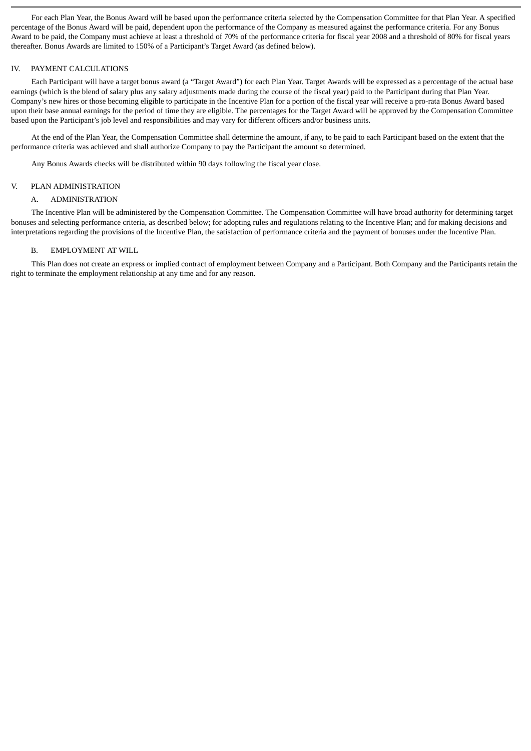For each Plan Year, the Bonus Award will be based upon the performance criteria selected by the Compensation Committee for that Plan Year. A specified percentage of the Bonus Award will be paid, dependent upon the performance of the Company as measured against the performance criteria. For any Bonus Award to be paid, the Company must achieve at least a threshold of 70% of the performance criteria for fiscal year 2008 and a threshold of 80% for fiscal years thereafter. Bonus Awards are limited to 150% of a Participant's Target Award (as defined below).

## IV. PAYMENT CALCULATIONS

Each Participant will have a target bonus award (a "Target Award") for each Plan Year. Target Awards will be expressed as a percentage of the actual base earnings (which is the blend of salary plus any salary adjustments made during the course of the fiscal year) paid to the Participant during that Plan Year. Company's new hires or those becoming eligible to participate in the Incentive Plan for a portion of the fiscal year will receive a pro-rata Bonus Award based upon their base annual earnings for the period of time they are eligible. The percentages for the Target Award will be approved by the Compensation Committee based upon the Participant's job level and responsibilities and may vary for different officers and/or business units.

At the end of the Plan Year, the Compensation Committee shall determine the amount, if any, to be paid to each Participant based on the extent that the performance criteria was achieved and shall authorize Company to pay the Participant the amount so determined.

Any Bonus Awards checks will be distributed within 90 days following the fiscal year close.

## V. PLAN ADMINISTRATION

### A. ADMINISTRATION

The Incentive Plan will be administered by the Compensation Committee. The Compensation Committee will have broad authority for determining target bonuses and selecting performance criteria, as described below; for adopting rules and regulations relating to the Incentive Plan; and for making decisions and interpretations regarding the provisions of the Incentive Plan, the satisfaction of performance criteria and the payment of bonuses under the Incentive Plan.

### B. EMPLOYMENT AT WILL

This Plan does not create an express or implied contract of employment between Company and a Participant. Both Company and the Participants retain the right to terminate the employment relationship at any time and for any reason.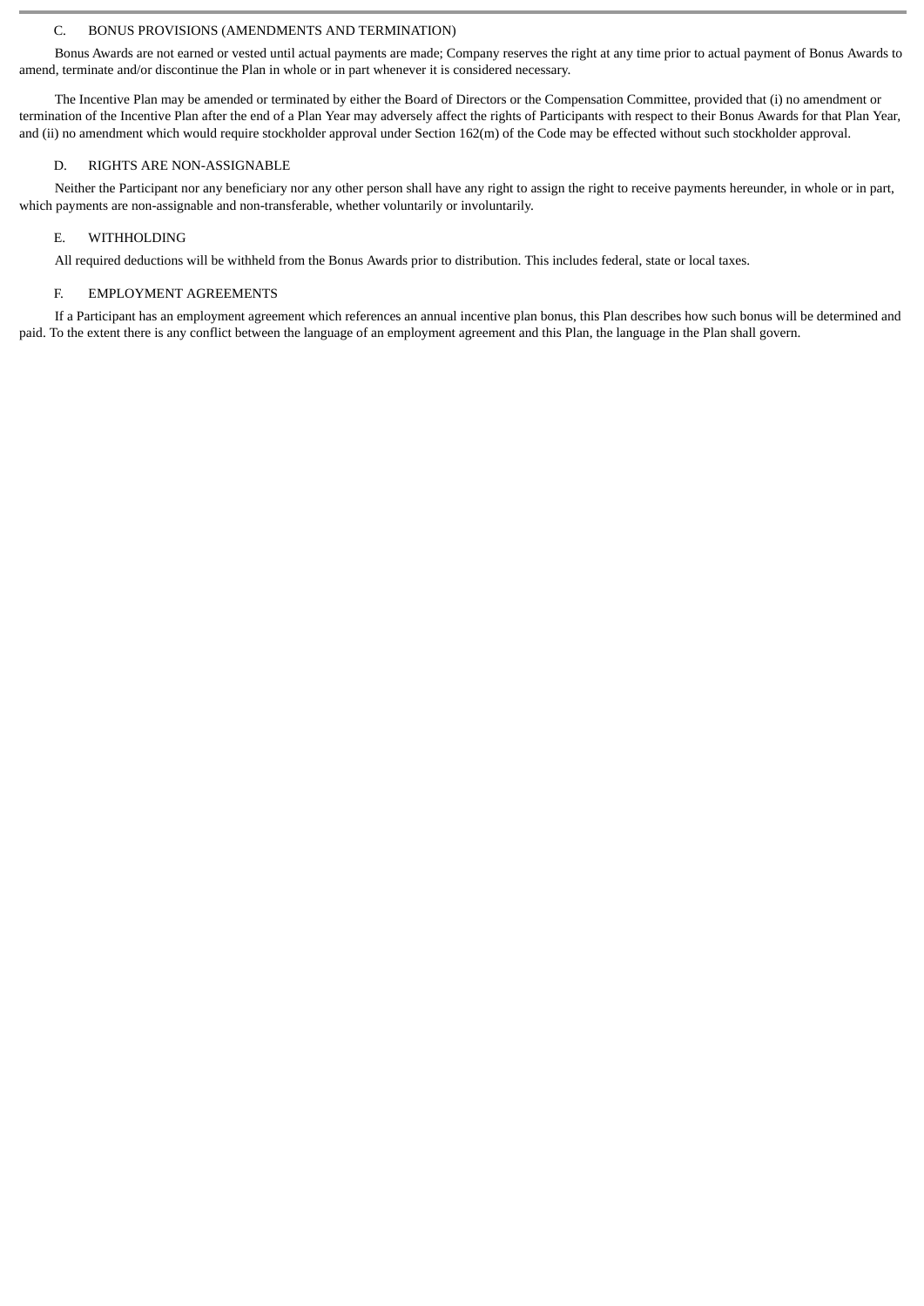### C. BONUS PROVISIONS (AMENDMENTS AND TERMINATION)

Bonus Awards are not earned or vested until actual payments are made; Company reserves the right at any time prior to actual payment of Bonus Awards to amend, terminate and/or discontinue the Plan in whole or in part whenever it is considered necessary.

The Incentive Plan may be amended or terminated by either the Board of Directors or the Compensation Committee, provided that (i) no amendment or termination of the Incentive Plan after the end of a Plan Year may adversely affect the rights of Participants with respect to their Bonus Awards for that Plan Year, and (ii) no amendment which would require stockholder approval under Section 162(m) of the Code may be effected without such stockholder approval.

### D. RIGHTS ARE NON-ASSIGNABLE

Neither the Participant nor any beneficiary nor any other person shall have any right to assign the right to receive payments hereunder, in whole or in part, which payments are non-assignable and non-transferable, whether voluntarily or involuntarily.

### E. WITHHOLDING

All required deductions will be withheld from the Bonus Awards prior to distribution. This includes federal, state or local taxes.

### F. EMPLOYMENT AGREEMENTS

If a Participant has an employment agreement which references an annual incentive plan bonus, this Plan describes how such bonus will be determined and paid. To the extent there is any conflict between the language of an employment agreement and this Plan, the language in the Plan shall govern.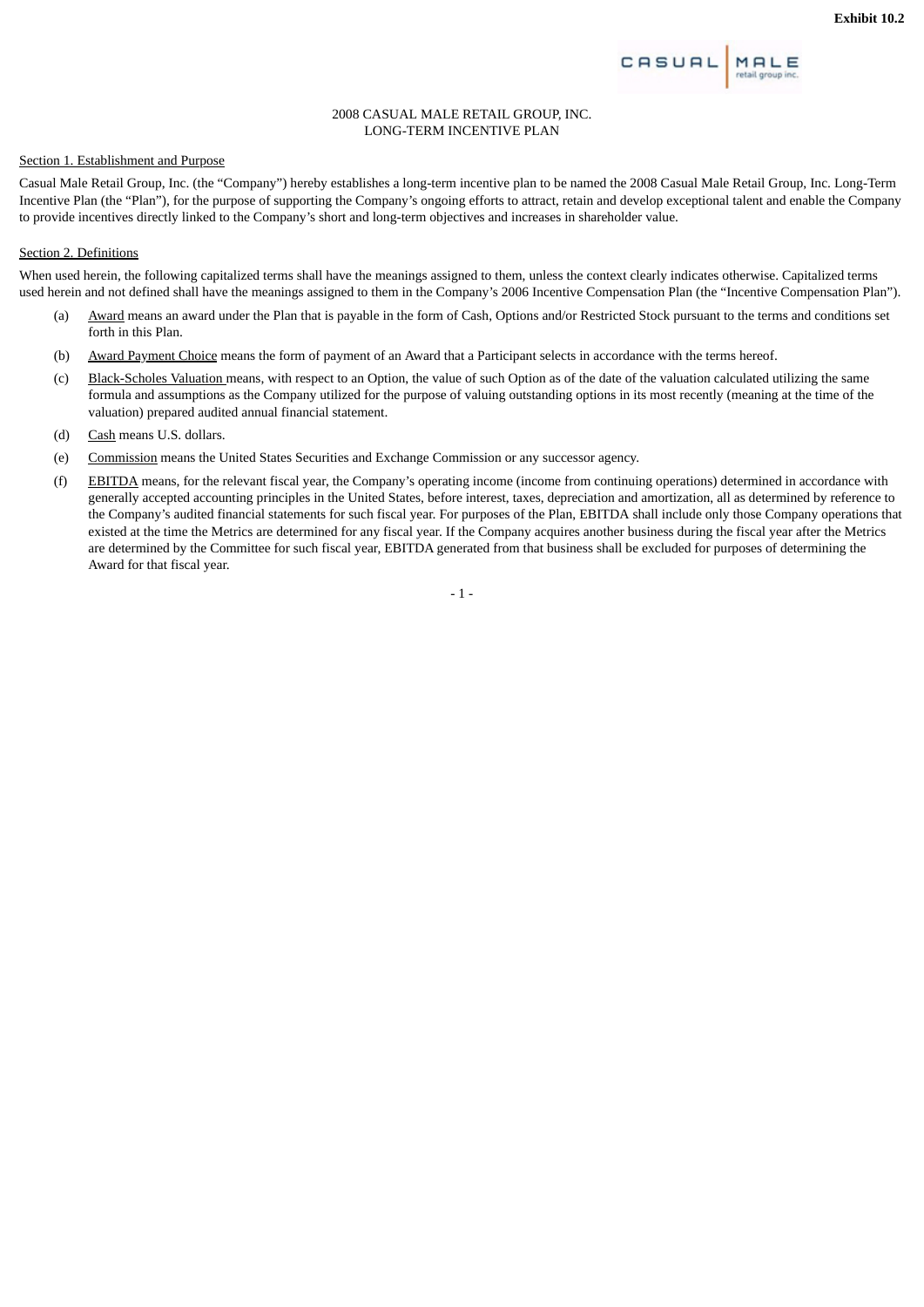**Exhibit 10.2**

2008 CASUAL MALE RETAIL GROUP, INC.
LONG-TERM INCENTIVE PLAN

Section 1. Establishment and Purpose

Casual Male Retail Group, Inc. (the "Company") hereby establishes a long-term incentive plan to be named the 2008 Casual Male Retail Group, Inc. Long-Term Incentive Plan (the "Plan"), for the purpose of supporting the Company's ongoing efforts to attract, retain and develop exceptional talent and enable the Company to provide incentives directly linked to the Company's short and long-term objectives and increases in shareholder value.

Section 2. Definitions

When used herein, the following capitalized terms shall have the meanings assigned to them, unless the context clearly indicates otherwise. Capitalized terms used herein and not defined shall have the meanings assigned to them in the Company's 2006 Incentive Compensation Plan (the "Incentive Compensation Plan").

(a) Award means an award under the Plan that is payable in the form of Cash, Options and/or Restricted Stock pursuant to the terms and conditions set forth in this Plan.

(b) Award Payment Choice means the form of payment of an Award that a Participant selects in accordance with the terms hereof.

(c) Black-Scholes Valuation means, with respect to an Option, the value of such Option as of the date of the valuation calculated utilizing the same formula and assumptions as the Company utilized for the purpose of valuing outstanding options in its most recently (meaning at the time of the valuation) prepared audited annual financial statement.

(d) Cash means U.S. dollars.

(e) Commission means the United States Securities and Exchange Commission or any successor agency.

(f) EBITDA means, for the relevant fiscal year, the Company's operating income (income from continuing operations) determined in accordance with generally accepted accounting principles in the United States, before interest, taxes, depreciation and amortization, all as determined by reference to the Company's audited financial statements for such fiscal year. For purposes of the Plan, EBITDA shall include only those Company operations that existed at the time the Metrics are determined for any fiscal year. If the Company acquires another business during the fiscal year after the Metrics are determined by the Committee for such fiscal year, EBITDA generated from that business shall be excluded for purposes of determining the Award for that fiscal year.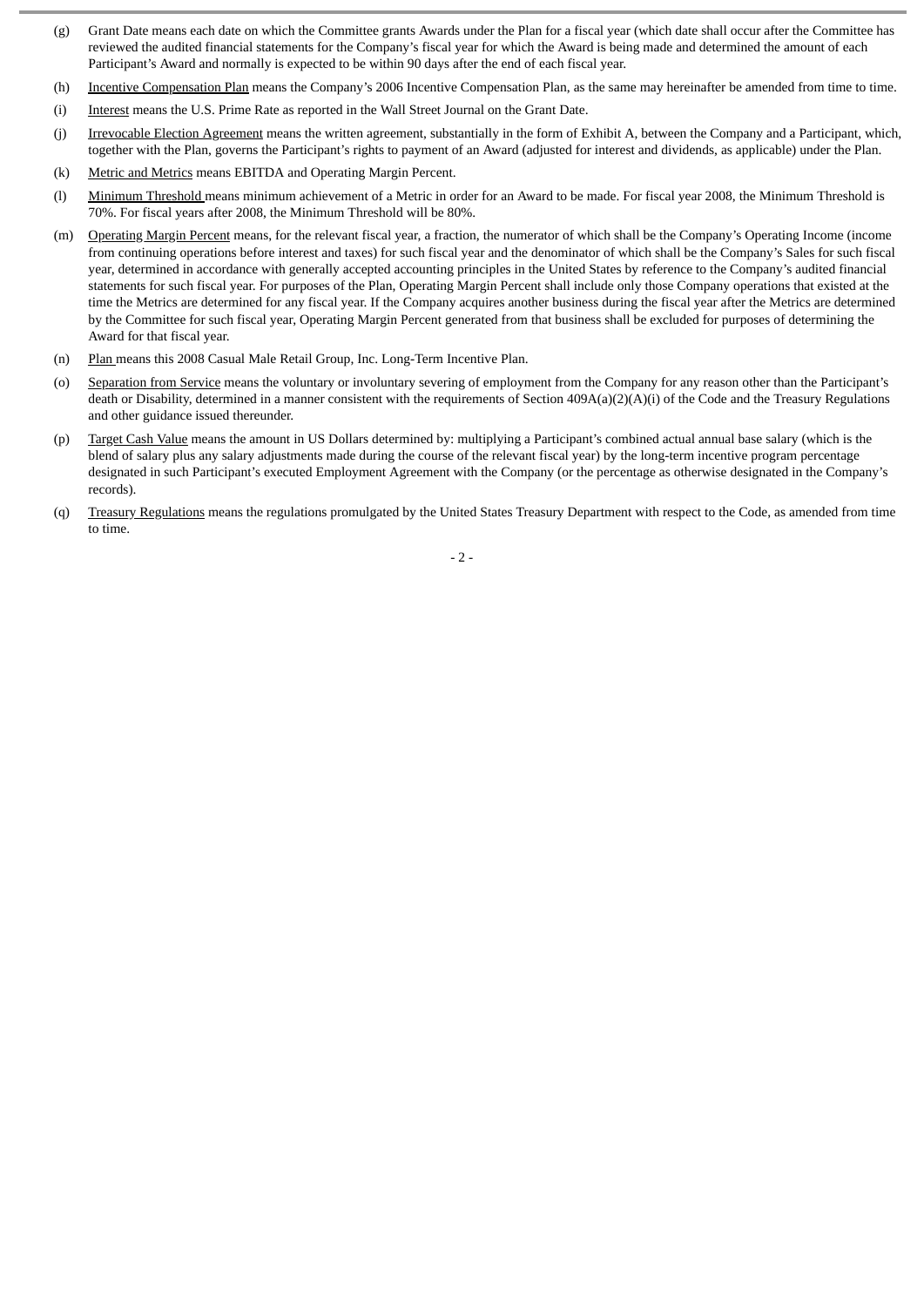(g) Grant Date means each date on which the Committee grants Awards under the Plan for a fiscal year (which date shall occur after the Committee has reviewed the audited financial statements for the Company's fiscal year for which the Award is being made and determined the amount of each Participant's Award and normally is expected to be within 90 days after the end of each fiscal year.

(h) Incentive Compensation Plan means the Company's 2006 Incentive Compensation Plan, as the same may hereinafter be amended from time to time.

(i) Interest means the U.S. Prime Rate as reported in the Wall Street Journal on the Grant Date.

(j) Irrevocable Election Agreement means the written agreement, substantially in the form of Exhibit A, between the Company and a Participant, which, together with the Plan, governs the Participant's rights to payment of an Award (adjusted for interest and dividends, as applicable) under the Plan.

(k) Metric and Metrics means EBITDA and Operating Margin Percent.

(l) Minimum Threshold means minimum achievement of a Metric in order for an Award to be made. For fiscal year 2008, the Minimum Threshold is 70%. For fiscal years after 2008, the Minimum Threshold will be 80%.

(m) Operating Margin Percent means, for the relevant fiscal year, a fraction, the numerator of which shall be the Company's Operating Income (income from continuing operations before interest and taxes) for such fiscal year and the denominator of which shall be the Company's Sales for such fiscal year, determined in accordance with generally accepted accounting principles in the United States by reference to the Company's audited financial statements for such fiscal year. For purposes of the Plan, Operating Margin Percent shall include only those Company operations that existed at the time the Metrics are determined for any fiscal year. If the Company acquires another business during the fiscal year after the Metrics are determined by the Committee for such fiscal year, Operating Margin Percent generated from that business shall be excluded for purposes of determining the Award for that fiscal year.

(n) Plan means this 2008 Casual Male Retail Group, Inc. Long-Term Incentive Plan.

(o) Separation from Service means the voluntary or involuntary severing of employment from the Company for any reason other than the Participant's death or Disability, determined in a manner consistent with the requirements of Section 409A(a)(2)(A)(i) of the Code and the Treasury Regulations and other guidance issued thereunder.

(p) Target Cash Value means the amount in US Dollars determined by: multiplying a Participant's combined actual annual base salary (which is the blend of salary plus any salary adjustments made during the course of the relevant fiscal year) by the long-term incentive program percentage designated in such Participant's executed Employment Agreement with the Company (or the percentage as otherwise designated in the Company's records).

(q) Treasury Regulations means the regulations promulgated by the United States Treasury Department with respect to the Code, as amended from time to time.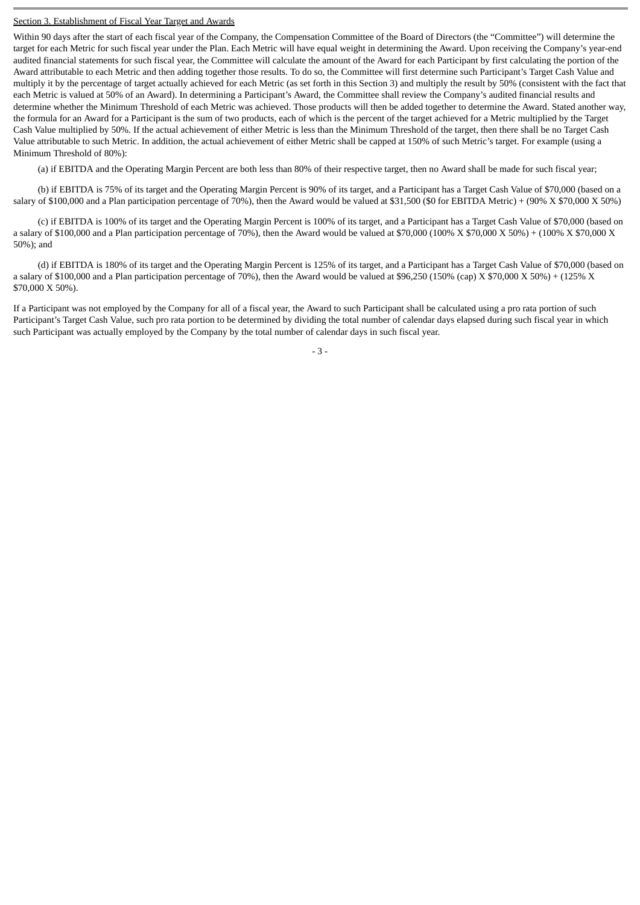Section 3. Establishment of Fiscal Year Target and Awards

Within 90 days after the start of each fiscal year of the Company, the Compensation Committee of the Board of Directors (the "Committee") will determine the target for each Metric for such fiscal year under the Plan. Each Metric will have equal weight in determining the Award. Upon receiving the Company's year-end audited financial statements for such fiscal year, the Committee will calculate the amount of the Award for each Participant by first calculating the portion of the Award attributable to each Metric and then adding together those results. To do so, the Committee will first determine such Participant's Target Cash Value and multiply it by the percentage of target actually achieved for each Metric (as set forth in this Section 3) and multiply the result by 50% (consistent with the fact that each Metric is valued at 50% of an Award). In determining a Participant's Award, the Committee shall review the Company's audited financial results and determine whether the Minimum Threshold of each Metric was achieved. Those products will then be added together to determine the Award. Stated another way, the formula for an Award for a Participant is the sum of two products, each of which is the percent of the target achieved for a Metric multiplied by the Target Cash Value multiplied by 50%. If the actual achievement of either Metric is less than the Minimum Threshold of the target, then there shall be no Target Cash Value attributable to such Metric. In addition, the actual achievement of either Metric shall be capped at 150% of such Metric's target. For example (using a Minimum Threshold of 80%):

(a) if EBITDA and the Operating Margin Percent are both less than 80% of their respective target, then no Award shall be made for such fiscal year;

(b) if EBITDA is 75% of its target and the Operating Margin Percent is 90% of its target, and a Participant has a Target Cash Value of $70,000 (based on a salary of $100,000 and a Plan participation percentage of 70%), then the Award would be valued at $31,500 ($0 for EBITDA Metric) + (90% X $70,000 X 50%)

(c) if EBITDA is 100% of its target and the Operating Margin Percent is 100% of its target, and a Participant has a Target Cash Value of $70,000 (based on a salary of $100,000 and a Plan participation percentage of 70%), then the Award would be valued at $70,000 (100% X $70,000 X 50%) + (100% X $70,000 X 50%); and

(d) if EBITDA is 180% of its target and the Operating Margin Percent is 125% of its target, and a Participant has a Target Cash Value of $70,000 (based on a salary of $100,000 and a Plan participation percentage of 70%), then the Award would be valued at $96,250 (150% (cap) X $70,000 X 50%) + (125% X $70,000 X 50%).

If a Participant was not employed by the Company for all of a fiscal year, the Award to such Participant shall be calculated using a pro rata portion of such Participant's Target Cash Value, such pro rata portion to be determined by dividing the total number of calendar days elapsed during such fiscal year in which such Participant was actually employed by the Company by the total number of calendar days in such fiscal year.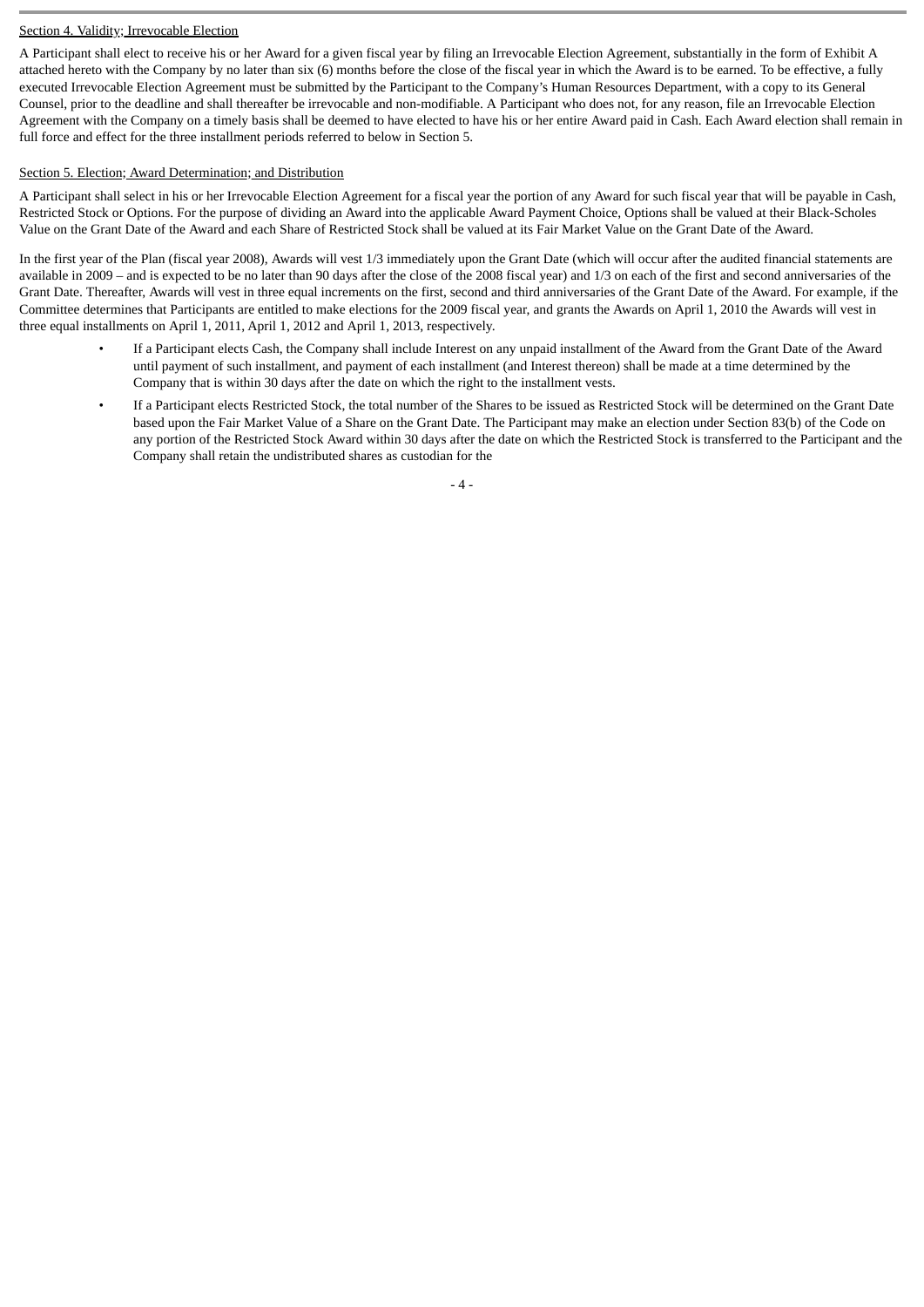Section 4. Validity; Irrevocable Election

A Participant shall elect to receive his or her Award for a given fiscal year by filing an Irrevocable Election Agreement, substantially in the form of Exhibit A attached hereto with the Company by no later than six (6) months before the close of the fiscal year in which the Award is to be earned. To be effective, a fully executed Irrevocable Election Agreement must be submitted by the Participant to the Company's Human Resources Department, with a copy to its General Counsel, prior to the deadline and shall thereafter be irrevocable and non-modifiable. A Participant who does not, for any reason, file an Irrevocable Election Agreement with the Company on a timely basis shall be deemed to have elected to have his or her entire Award paid in Cash. Each Award election shall remain in full force and effect for the three installment periods referred to below in Section 5.

Section 5. Election; Award Determination; and Distribution

A Participant shall select in his or her Irrevocable Election Agreement for a fiscal year the portion of any Award for such fiscal year that will be payable in Cash, Restricted Stock or Options. For the purpose of dividing an Award into the applicable Award Payment Choice, Options shall be valued at their Black-Scholes Value on the Grant Date of the Award and each Share of Restricted Stock shall be valued at its Fair Market Value on the Grant Date of the Award.

In the first year of the Plan (fiscal year 2008), Awards will vest 1/3 immediately upon the Grant Date (which will occur after the audited financial statements are available in 2009 – and is expected to be no later than 90 days after the close of the 2008 fiscal year) and 1/3 on each of the first and second anniversaries of the Grant Date. Thereafter, Awards will vest in three equal increments on the first, second and third anniversaries of the Grant Date of the Award. For example, if the Committee determines that Participants are entitled to make elections for the 2009 fiscal year, and grants the Awards on April 1, 2010 the Awards will vest in three equal installments on April 1, 2011, April 1, 2012 and April 1, 2013, respectively.

- If a Participant elects Cash, the Company shall include Interest on any unpaid installment of the Award from the Grant Date of the Award until payment of such installment, and payment of each installment (and Interest thereon) shall be made at a time determined by the Company that is within 30 days after the date on which the right to the installment vests.
- If a Participant elects Restricted Stock, the total number of the Shares to be issued as Restricted Stock will be determined on the Grant Date based upon the Fair Market Value of a Share on the Grant Date. The Participant may make an election under Section 83(b) of the Code on any portion of the Restricted Stock Award within 30 days after the date on which the Restricted Stock is transferred to the Participant and the Company shall retain the undistributed shares as custodian for the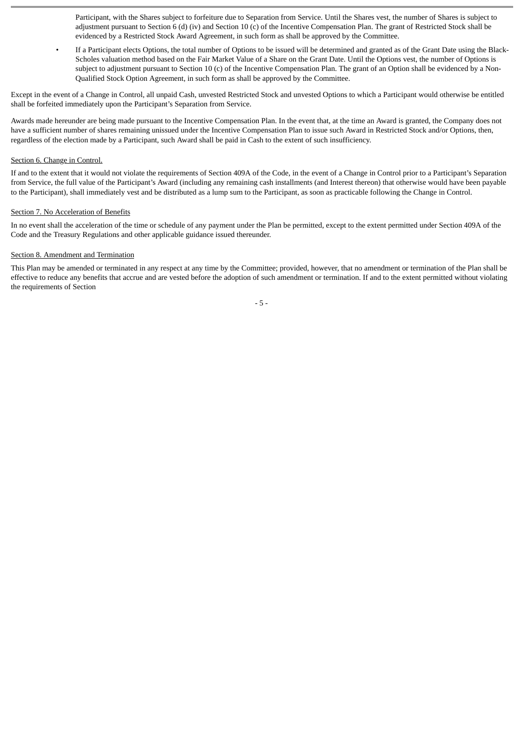Participant, with the Shares subject to forfeiture due to Separation from Service. Until the Shares vest, the number of Shares is subject to adjustment pursuant to Section 6 (d) (iv) and Section 10 (c) of the Incentive Compensation Plan. The grant of Restricted Stock shall be evidenced by a Restricted Stock Award Agreement, in such form as shall be approved by the Committee.

- If a Participant elects Options, the total number of Options to be issued will be determined and granted as of the Grant Date using the Black-Scholes valuation method based on the Fair Market Value of a Share on the Grant Date. Until the Options vest, the number of Options is subject to adjustment pursuant to Section 10 (c) of the Incentive Compensation Plan. The grant of an Option shall be evidenced by a Non-Qualified Stock Option Agreement, in such form as shall be approved by the Committee.

Except in the event of a Change in Control, all unpaid Cash, unvested Restricted Stock and unvested Options to which a Participant would otherwise be entitled shall be forfeited immediately upon the Participant's Separation from Service.

Awards made hereunder are being made pursuant to the Incentive Compensation Plan. In the event that, at the time an Award is granted, the Company does not have a sufficient number of shares remaining unissued under the Incentive Compensation Plan to issue such Award in Restricted Stock and/or Options, then, regardless of the election made by a Participant, such Award shall be paid in Cash to the extent of such insufficiency.

Section 6. Change in Control.

If and to the extent that it would not violate the requirements of Section 409A of the Code, in the event of a Change in Control prior to a Participant's Separation from Service, the full value of the Participant's Award (including any remaining cash installments (and Interest thereon) that otherwise would have been payable to the Participant), shall immediately vest and be distributed as a lump sum to the Participant, as soon as practicable following the Change in Control.

Section 7. No Acceleration of Benefits

In no event shall the acceleration of the time or schedule of any payment under the Plan be permitted, except to the extent permitted under Section 409A of the Code and the Treasury Regulations and other applicable guidance issued thereunder.

Section 8. Amendment and Termination

This Plan may be amended or terminated in any respect at any time by the Committee; provided, however, that no amendment or termination of the Plan shall be effective to reduce any benefits that accrue and are vested before the adoption of such amendment or termination. If and to the extent permitted without violating the requirements of Section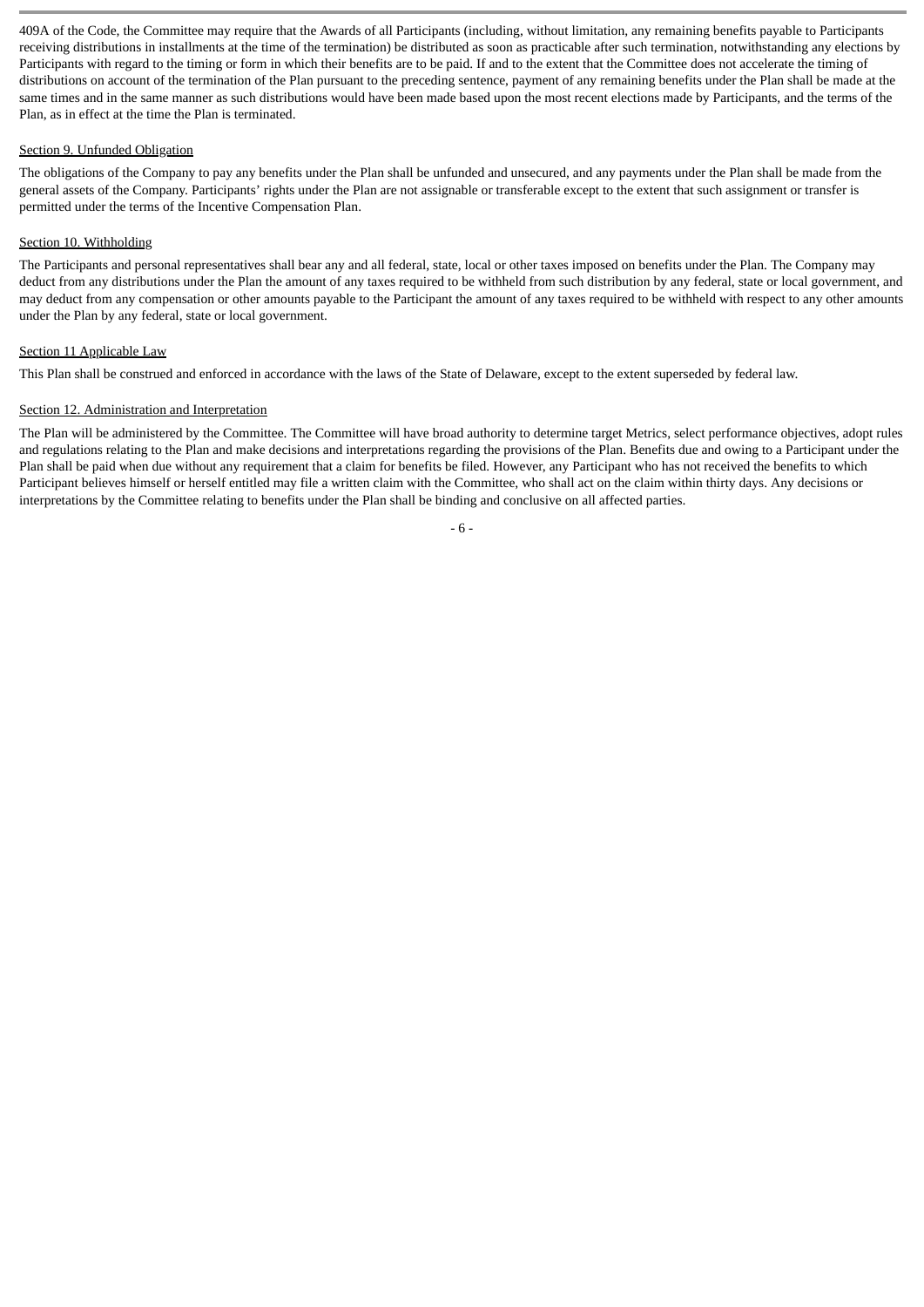409A of the Code, the Committee may require that the Awards of all Participants (including, without limitation, any remaining benefits payable to Participants receiving distributions in installments at the time of the termination) be distributed as soon as practicable after such termination, notwithstanding any elections by Participants with regard to the timing or form in which their benefits are to be paid. If and to the extent that the Committee does not accelerate the timing of distributions on account of the termination of the Plan pursuant to the preceding sentence, payment of any remaining benefits under the Plan shall be made at the same times and in the same manner as such distributions would have been made based upon the most recent elections made by Participants, and the terms of the Plan, as in effect at the time the Plan is terminated.

Section 9. Unfunded Obligation

The obligations of the Company to pay any benefits under the Plan shall be unfunded and unsecured, and any payments under the Plan shall be made from the general assets of the Company. Participants' rights under the Plan are not assignable or transferable except to the extent that such assignment or transfer is permitted under the terms of the Incentive Compensation Plan.

Section 10. Withholding

The Participants and personal representatives shall bear any and all federal, state, local or other taxes imposed on benefits under the Plan. The Company may deduct from any distributions under the Plan the amount of any taxes required to be withheld from such distribution by any federal, state or local government, and may deduct from any compensation or other amounts payable to the Participant the amount of any taxes required to be withheld with respect to any other amounts under the Plan by any federal, state or local government.

Section 11 Applicable Law

This Plan shall be construed and enforced in accordance with the laws of the State of Delaware, except to the extent superseded by federal law.

Section 12. Administration and Interpretation

The Plan will be administered by the Committee. The Committee will have broad authority to determine target Metrics, select performance objectives, adopt rules and regulations relating to the Plan and make decisions and interpretations regarding the provisions of the Plan. Benefits due and owing to a Participant under the Plan shall be paid when due without any requirement that a claim for benefits be filed. However, any Participant who has not received the benefits to which Participant believes himself or herself entitled may file a written claim with the Committee, who shall act on the claim within thirty days. Any decisions or interpretations by the Committee relating to benefits under the Plan shall be binding and conclusive on all affected parties.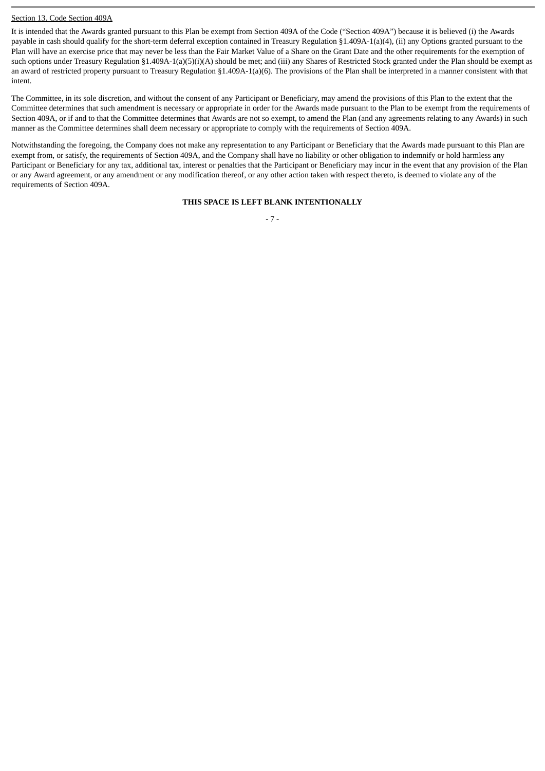Section 13. Code Section 409A

It is intended that the Awards granted pursuant to this Plan be exempt from Section 409A of the Code ("Section 409A") because it is believed (i) the Awards payable in cash should qualify for the short-term deferral exception contained in Treasury Regulation §1.409A-1(a)(4), (ii) any Options granted pursuant to the Plan will have an exercise price that may never be less than the Fair Market Value of a Share on the Grant Date and the other requirements for the exemption of such options under Treasury Regulation §1.409A-1(a)(5)(i)(A) should be met; and (iii) any Shares of Restricted Stock granted under the Plan should be exempt as an award of restricted property pursuant to Treasury Regulation §1.409A-1(a)(6). The provisions of the Plan shall be interpreted in a manner consistent with that intent.

The Committee, in its sole discretion, and without the consent of any Participant or Beneficiary, may amend the provisions of this Plan to the extent that the Committee determines that such amendment is necessary or appropriate in order for the Awards made pursuant to the Plan to be exempt from the requirements of Section 409A, or if and to that the Committee determines that Awards are not so exempt, to amend the Plan (and any agreements relating to any Awards) in such manner as the Committee determines shall deem necessary or appropriate to comply with the requirements of Section 409A.

Notwithstanding the foregoing, the Company does not make any representation to any Participant or Beneficiary that the Awards made pursuant to this Plan are exempt from, or satisfy, the requirements of Section 409A, and the Company shall have no liability or other obligation to indemnify or hold harmless any Participant or Beneficiary for any tax, additional tax, interest or penalties that the Participant or Beneficiary may incur in the event that any provision of the Plan or any Award agreement, or any amendment or any modification thereof, or any other action taken with respect thereto, is deemed to violate any of the requirements of Section 409A.

**THIS SPACE IS LEFT BLANK INTENTIONALLY**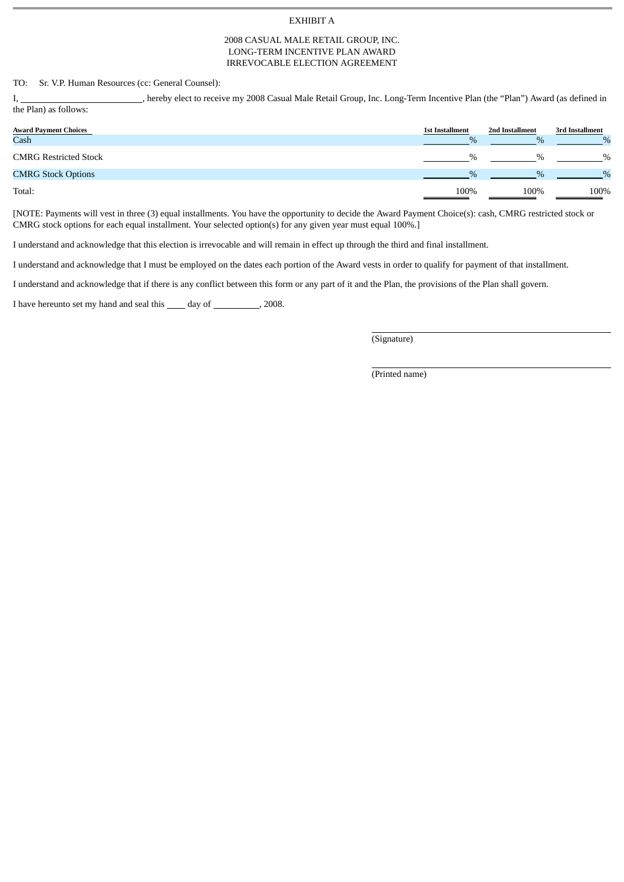EXHIBIT A

2008 CASUAL MALE RETAIL GROUP, INC.
LONG-TERM INCENTIVE PLAN AWARD
IRREVOCABLE ELECTION AGREEMENT

TO: Sr. V.P. Human Resources (cc: General Counsel):

I, \_\_\_\_\_\_\_\_\_\_\_\_\_\_\_\_\_\_\_\_\_\_\_\_\_\_, hereby elect to receive my 2008 Casual Male Retail Group, Inc. Long-Term Incentive Plan (the "Plan") Award (as defined in the Plan) as follows:

| Award Payment Choices | 1st Installment | 2nd Installment | 3rd Installment |
|---|---|---|---|
| Cash | \_\_\_\_\_\_\_\_% | \_\_\_\_\_\_\_\_% | \_\_\_\_\_\_\_\_% |
| CMRG Restricted Stock | \_\_\_\_\_\_\_\_% | \_\_\_\_\_\_\_\_% | \_\_\_\_\_\_\_\_% |
| CMRG Stock Options | \_\_\_\_\_\_\_\_% | \_\_\_\_\_\_\_\_% | \_\_\_\_\_\_\_\_% |
| Total: | 100% | 100% | 100% |

[NOTE: Payments will vest in three (3) equal installments. You have the opportunity to decide the Award Payment Choice(s): cash, CMRG restricted stock or CMRG stock options for each equal installment. Your selected option(s) for any given year must equal 100%.]

I understand and acknowledge that this election is irrevocable and will remain in effect up through the third and final installment.

I understand and acknowledge that I must be employed on the dates each portion of the Award vests in order to qualify for payment of that installment.

I understand and acknowledge that if there is any conflict between this form or any part of it and the Plan, the provisions of the Plan shall govern.

I have hereunto set my hand and seal this \_\_\_\_ day of \_\_\_\_\_\_\_\_\_\_, 2008.

\_\_\_\_\_\_\_\_\_\_\_\_\_\_\_\_\_\_\_\_\_\_\_\_\_\_\_\_\_\_\_\_\_\_\_\_\_\_\_\_
(Signature)

\_\_\_\_\_\_\_\_\_\_\_\_\_\_\_\_\_\_\_\_\_\_\_\_\_\_\_\_\_\_\_\_\_\_\_\_\_\_\_\_
(Printed name)